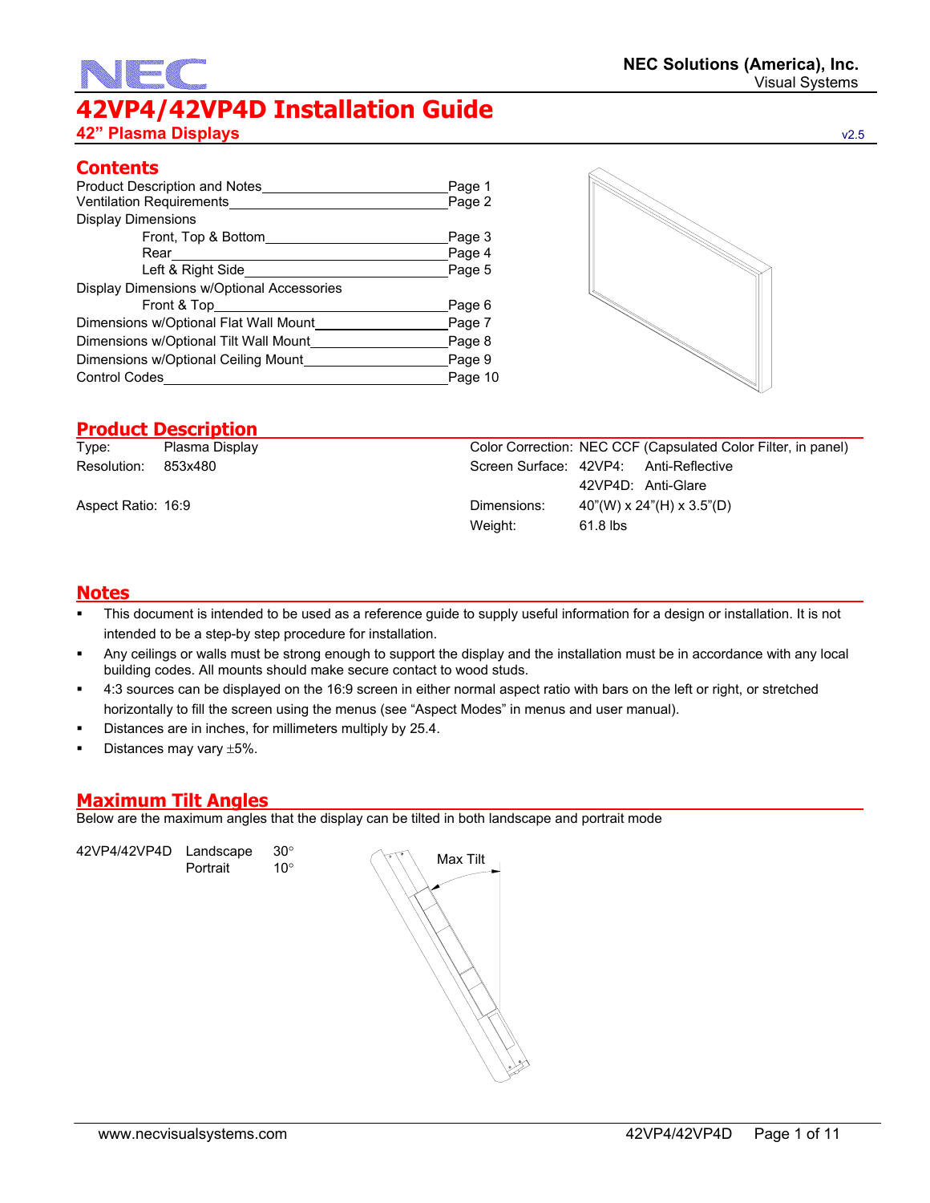NEC Solutions (America), Inc.
Visual Systems

# 42VP4/42VP4D Installation Guide

## 42" Plasma Displays

v2.5

## Contents

| | |
|---|---|
| Product Description and Notes | Page 1 |
| Ventilation Requirements | Page 2 |
| Display Dimensions | |
| Front, Top & Bottom | Page 3 |
| Rear | Page 4 |
| Left & Right Side | Page 5 |
| Display Dimensions w/Optional Accessories | |
| Front & Top | Page 6 |
| Dimensions w/Optional Flat Wall Mount | Page 7 |
| Dimensions w/Optional Tilt Wall Mount | Page 8 |
| Dimensions w/Optional Ceiling Mount | Page 9 |
| Control Codes | Page 10 |

## Product Description

Type: Plasma Display

Resolution: 853x480

Aspect Ratio: 16:9

Color Correction: NEC CCF (Capsulated Color Filter, in panel)

Screen Surface: 42VP4: Anti-Reflective
42VP4D: Anti-Glare

Dimensions: 40"(W) x 24"(H) x 3.5"(D)

Weight: 61.8 lbs

## Notes

- This document is intended to be used as a reference guide to supply useful information for a design or installation. It is not intended to be a step-by step procedure for installation.
- Any ceilings or walls must be strong enough to support the display and the installation must be in accordance with any local building codes. All mounts should make secure contact to wood studs.
- 4:3 sources can be displayed on the 16:9 screen in either normal aspect ratio with bars on the left or right, or stretched horizontally to fill the screen using the menus (see "Aspect Modes" in menus and user manual).
- Distances are in inches, for millimeters multiply by 25.4.
- Distances may vary ±5%.

## Maximum Tilt Angles

Below are the maximum angles that the display can be tilted in both landscape and portrait mode

| | | |
|---|---|---|
| 42VP4/42VP4D | Landscape | 30° |
| | Portrait | 10° |

Max Tilt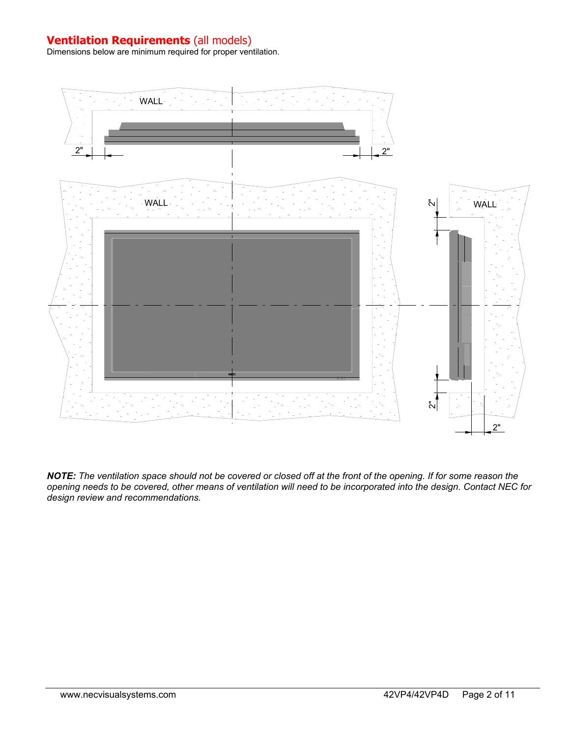## **Ventilation Requirements** (all models)

Dimensions below are minimum required for proper ventilation.

WALL

2" 2"

WALL

2" WALL

2"

2"

***NOTE:*** *The ventilation space should not be covered or closed off at the front of the opening. If for some reason the opening needs to be covered, other means of ventilation will need to be incorporated into the design. Contact NEC for design review and recommendations.*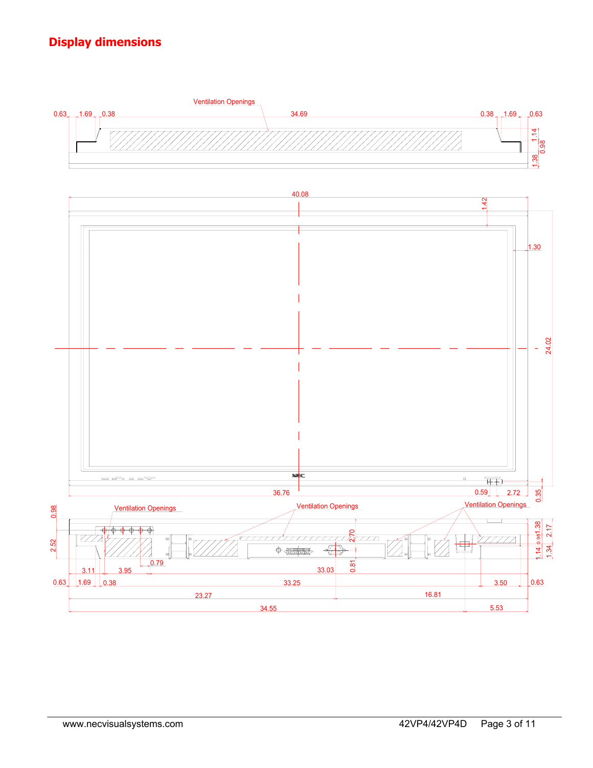# Display dimensions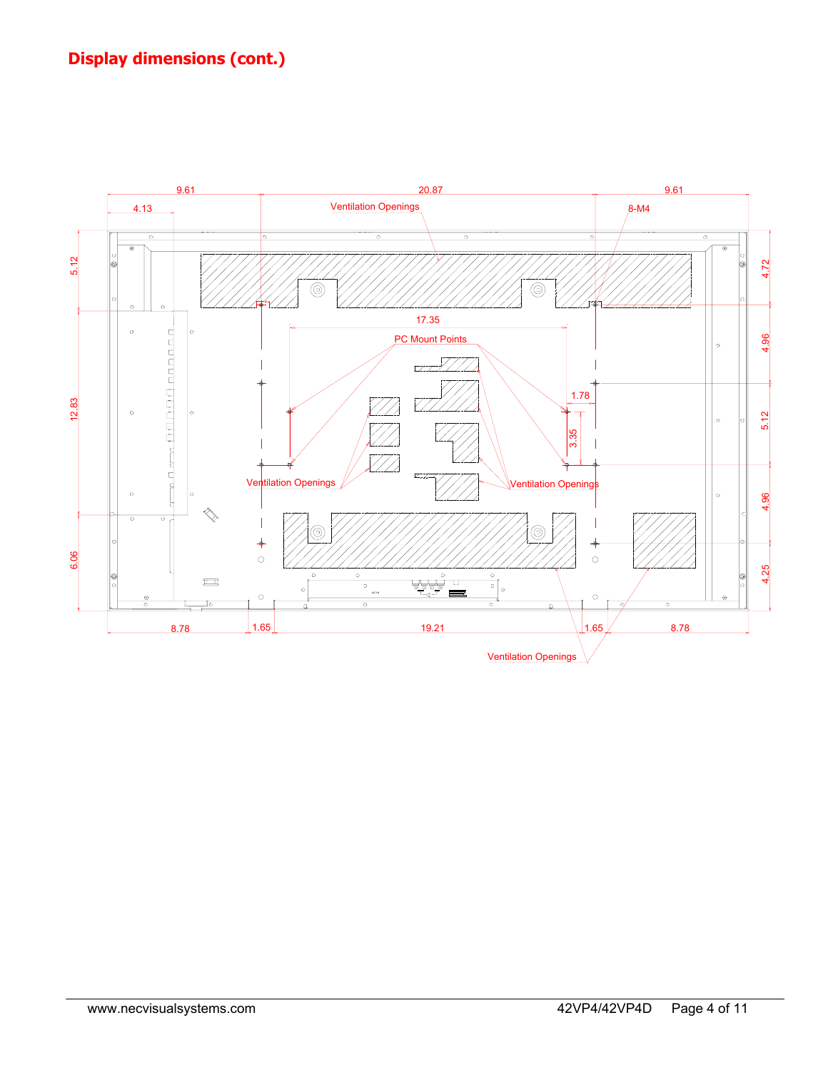# Display dimensions (cont.)

9.61 20.87 9.61

4.13

Ventilation Openings

8-M4

5.12

4.72

17.35

PC Mount Points

4.96

1.78

12.83

5.12

3.35

Ventilation Openings

Ventilation Openings

4.96

6.06

4.25

8.78 1.65 19.21 1.65 8.78

Ventilation Openings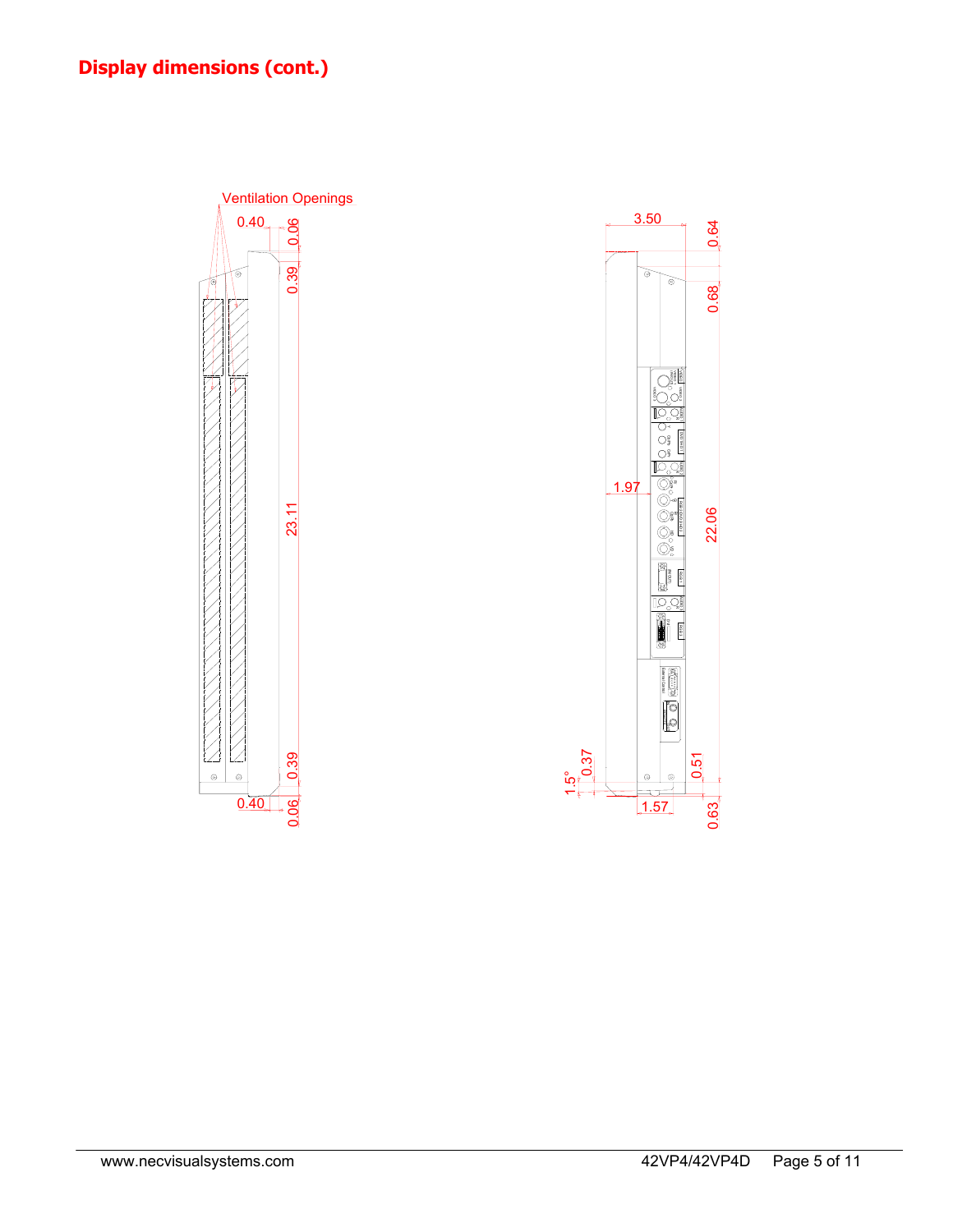## Display dimensions (cont.)

Ventilation Openings

0.40
0.06
0.39
23.11
0.39
0.40
0.06

3.50
0.64
0.68
1.97
22.06
1.5°
0.37
0.51
1.57
0.63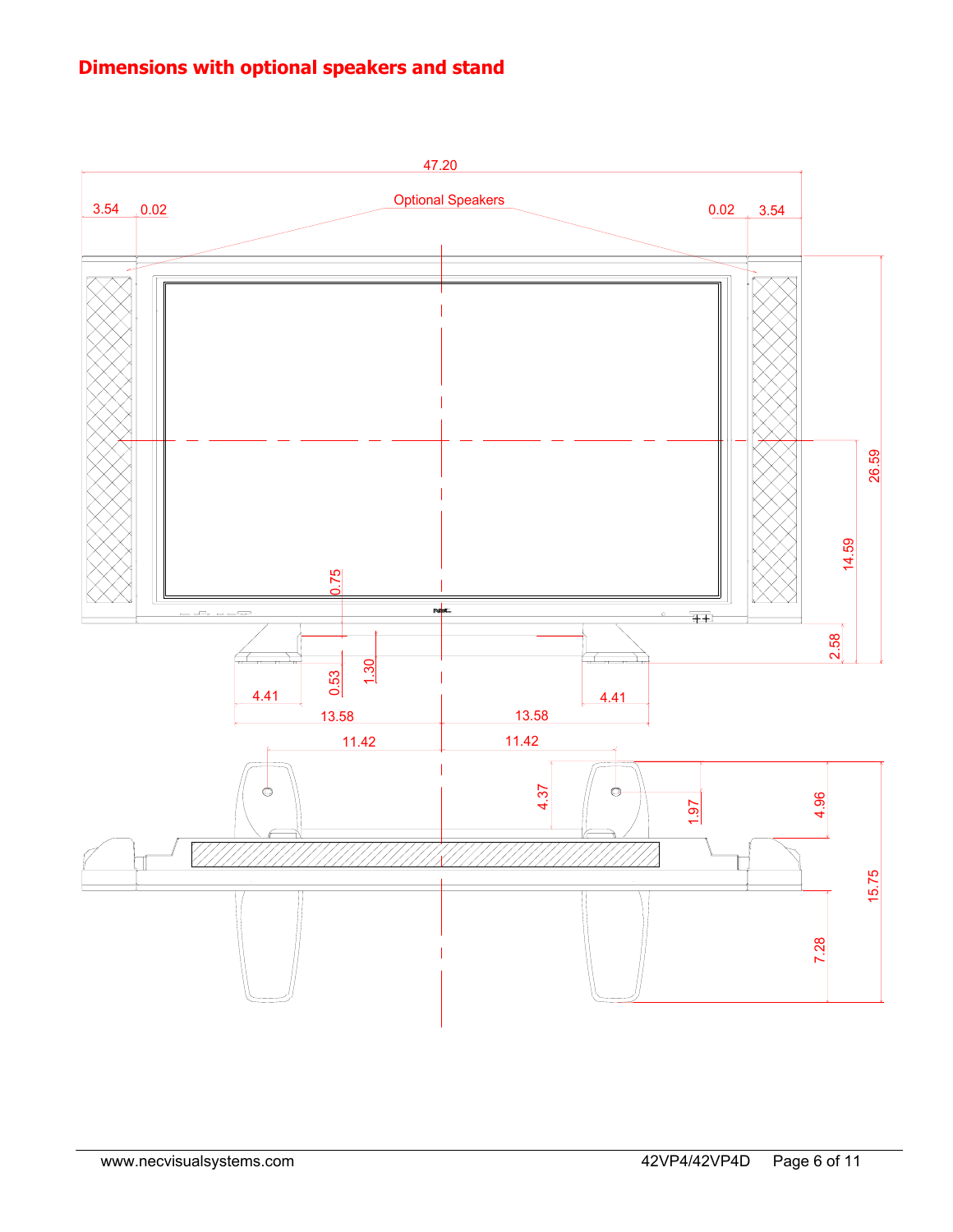## Dimensions with optional speakers and stand

47.20

3.54 0.02 Optional Speakers 0.02 3.54

26.59

14.59

0.75

2.58

0.53 1.30

4.41 4.41

13.58 13.58

11.42 11.42

4.37 1.97 4.96

15.75

7.28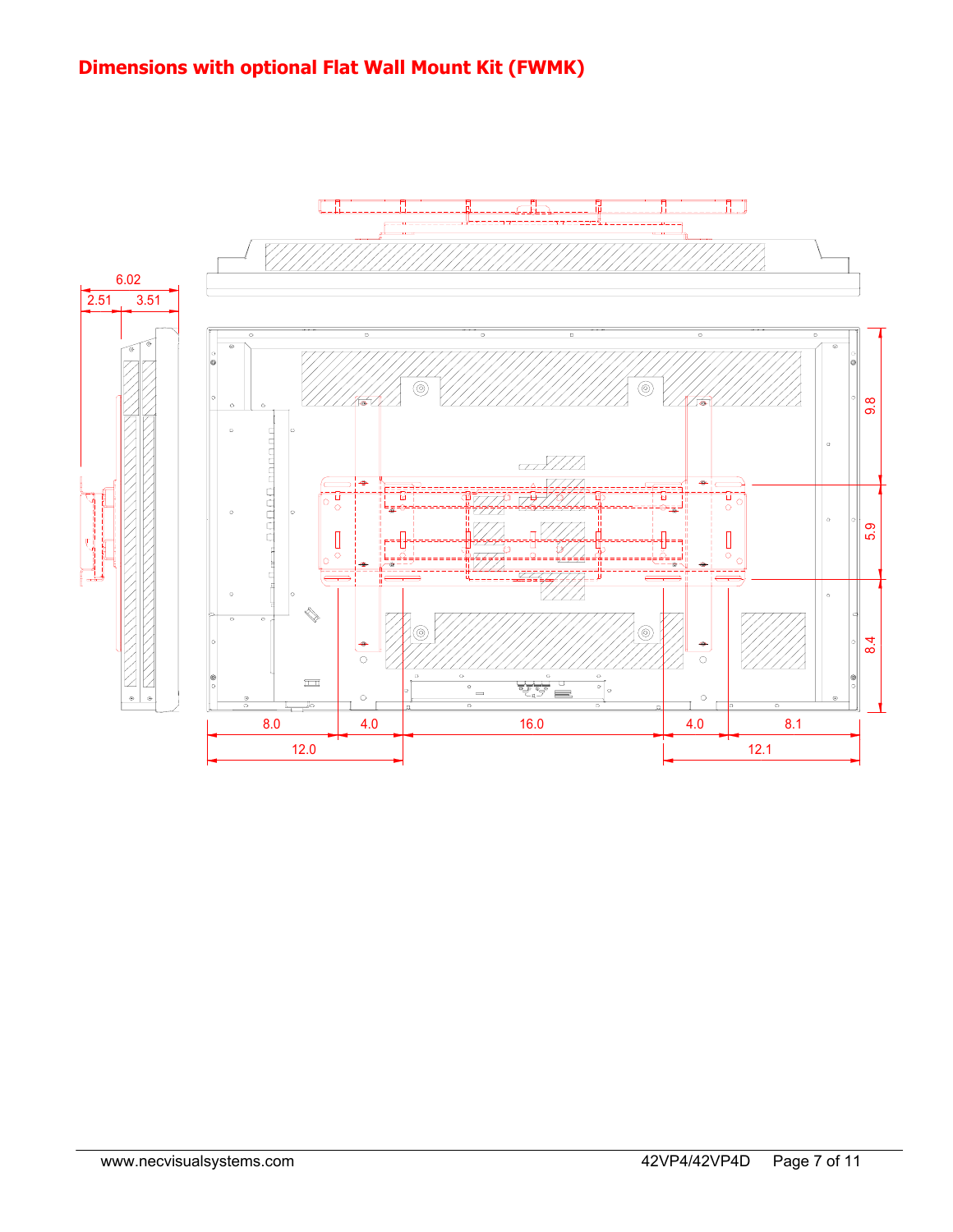# Dimensions with optional Flat Wall Mount Kit (FWMK)

6.02

2.51 3.51

9.8

5.9

8.4

8.0 4.0 16.0 4.0 8.1

12.0 12.1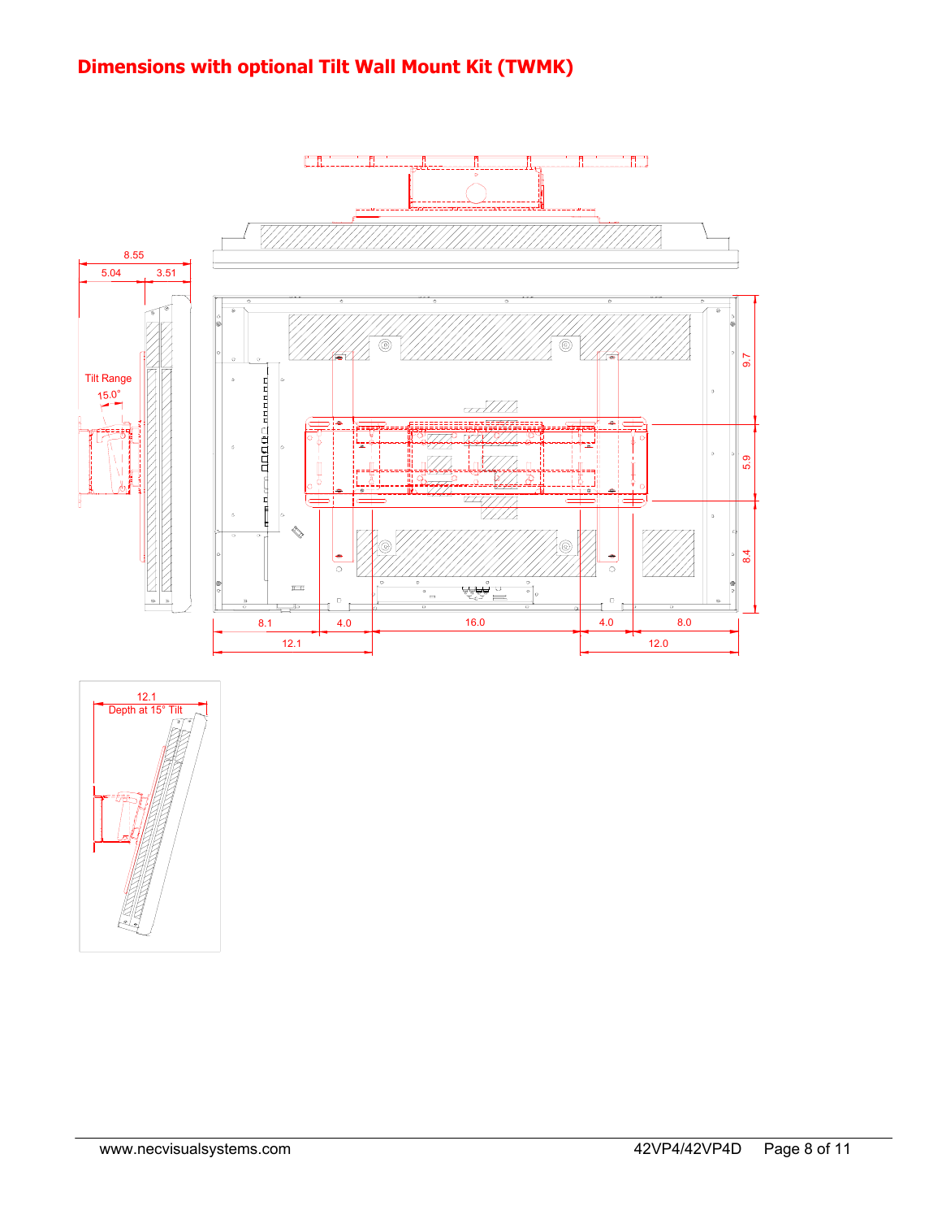# Dimensions with optional Tilt Wall Mount Kit (TWMK)

8.55

5.04 3.51

Tilt Range
15.0°

9.7

5.9

8.4

8.1 4.0 16.0 4.0 8.0

12.1 12.0

12.1
Depth at 15° Tilt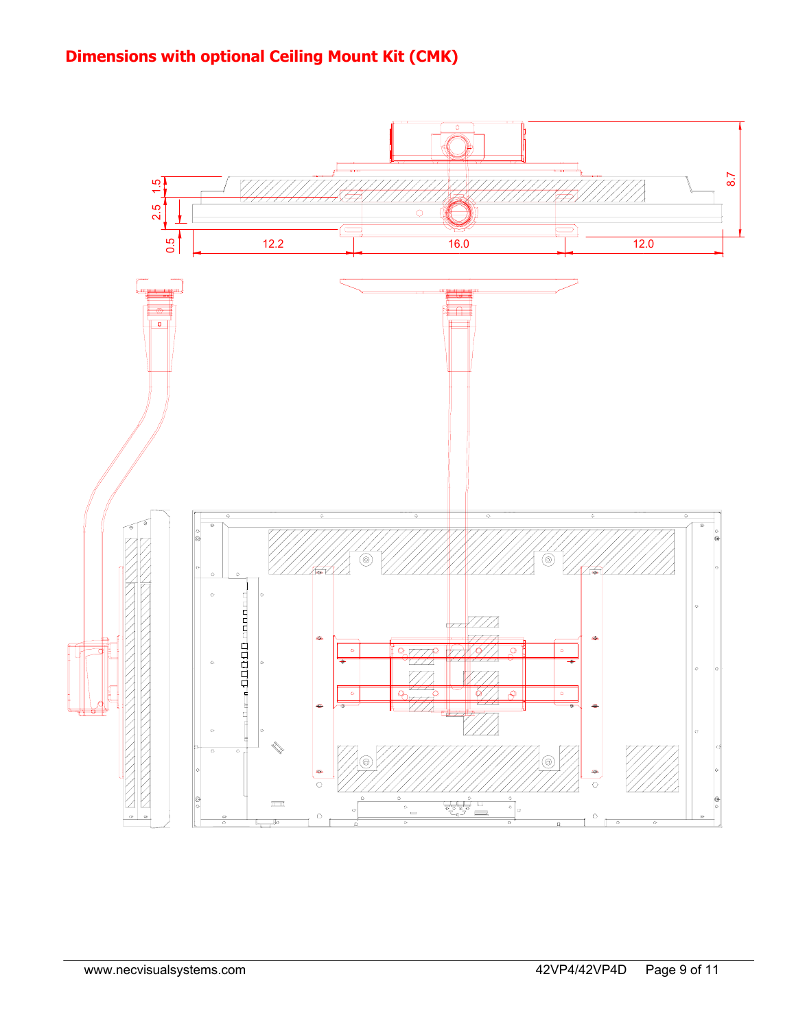## Dimensions with optional Ceiling Mount Kit (CMK)

1.5

2.5

0.5

8.7

12.2

16.0

12.0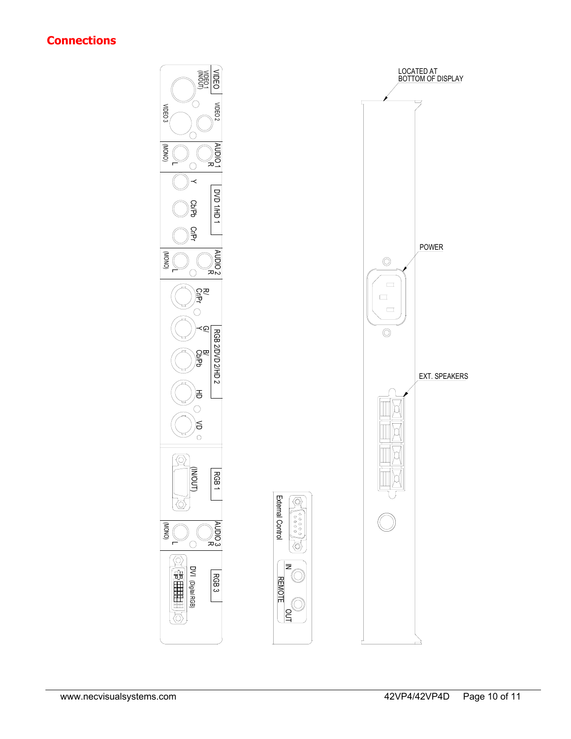# Connections

VIDEO
VIDEO 1 (IN/OUT)
VIDEO 2
VIDEO 3

AUDIO 1
R
L (MONO)

DVD 1/HD 1
Y
Cb/Pb
Cr/Pr

AUDIO 2
R
L (MONO)

RGB 2/DVD 2/HD 2
R/ Cr/Pr
G/ Y
B/ Cb/Pb
HD
VD

RGB 1
(IN/OUT)

AUDIO 3
R
L (MONO)

RGB 3
DVI (Digital RGB)

External Control

REMOTE
IN
OUT

LOCATED AT BOTTOM OF DISPLAY

POWER

EXT. SPEAKERS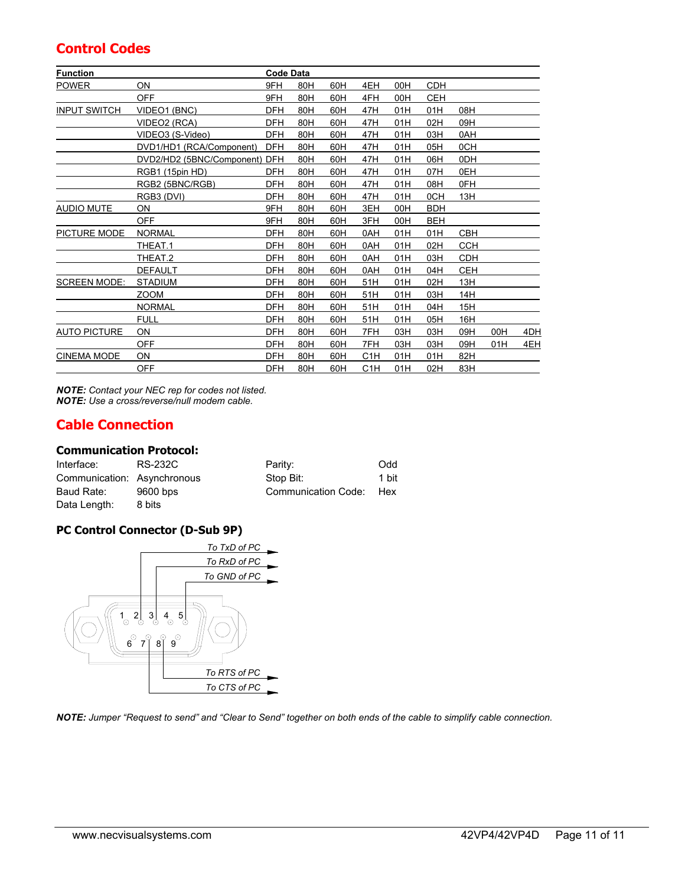## Control Codes

| Function | | Code Data | | | | | | | | |
|---|---|---|---|---|---|---|---|---|---|---|
| POWER | ON | 9FH | 80H | 60H | 4EH | 00H | CDH | | | |
| | OFF | 9FH | 80H | 60H | 4FH | 00H | CEH | | | |
| INPUT SWITCH | VIDEO1 (BNC) | DFH | 80H | 60H | 47H | 01H | 01H | 08H | | |
| | VIDEO2 (RCA) | DFH | 80H | 60H | 47H | 01H | 02H | 09H | | |
| | VIDEO3 (S-Video) | DFH | 80H | 60H | 47H | 01H | 03H | 0AH | | |
| | DVD1/HD1 (RCA/Component) | DFH | 80H | 60H | 47H | 01H | 05H | 0CH | | |
| | DVD2/HD2 (5BNC/Component) | DFH | 80H | 60H | 47H | 01H | 06H | 0DH | | |
| | RGB1 (15pin HD) | DFH | 80H | 60H | 47H | 01H | 07H | 0EH | | |
| | RGB2 (5BNC/RGB) | DFH | 80H | 60H | 47H | 01H | 08H | 0FH | | |
| | RGB3 (DVI) | DFH | 80H | 60H | 47H | 01H | 0CH | 13H | | |
| AUDIO MUTE | ON | 9FH | 80H | 60H | 3EH | 00H | BDH | | | |
| | OFF | 9FH | 80H | 60H | 3FH | 00H | BEH | | | |
| PICTURE MODE | NORMAL | DFH | 80H | 60H | 0AH | 01H | 01H | CBH | | |
| | THEAT.1 | DFH | 80H | 60H | 0AH | 01H | 02H | CCH | | |
| | THEAT.2 | DFH | 80H | 60H | 0AH | 01H | 03H | CDH | | |
| | DEFAULT | DFH | 80H | 60H | 0AH | 01H | 04H | CEH | | |
| SCREEN MODE: | STADIUM | DFH | 80H | 60H | 51H | 01H | 02H | 13H | | |
| | ZOOM | DFH | 80H | 60H | 51H | 01H | 03H | 14H | | |
| | NORMAL | DFH | 80H | 60H | 51H | 01H | 04H | 15H | | |
| | FULL | DFH | 80H | 60H | 51H | 01H | 05H | 16H | | |
| AUTO PICTURE | ON | DFH | 80H | 60H | 7FH | 03H | 03H | 09H | 00H | 4DH |
| | OFF | DFH | 80H | 60H | 7FH | 03H | 03H | 09H | 01H | 4EH |
| CINEMA MODE | ON | DFH | 80H | 60H | C1H | 01H | 01H | 82H | | |
| | OFF | DFH | 80H | 60H | C1H | 01H | 02H | 83H | | |

***NOTE:*** *Contact your NEC rep for codes not listed.*
***NOTE:*** *Use a cross/reverse/null modem cable.*

## Cable Connection

### Communication Protocol:

| | | | |
|---|---|---|---|
| Interface: | RS-232C | Parity: | Odd |
| Communication: | Asynchronous | Stop Bit: | 1 bit |
| Baud Rate: | 9600 bps | Communication Code: | Hex |
| Data Length: | 8 bits | | |

### PC Control Connector (D-Sub 9P)

To TxD of PC
To RxD of PC
To GND of PC
1 2 3 4 5
6 7 8 9
To RTS of PC
To CTS of PC

***NOTE:*** *Jumper "Request to send" and "Clear to Send" together on both ends of the cable to simplify cable connection.*